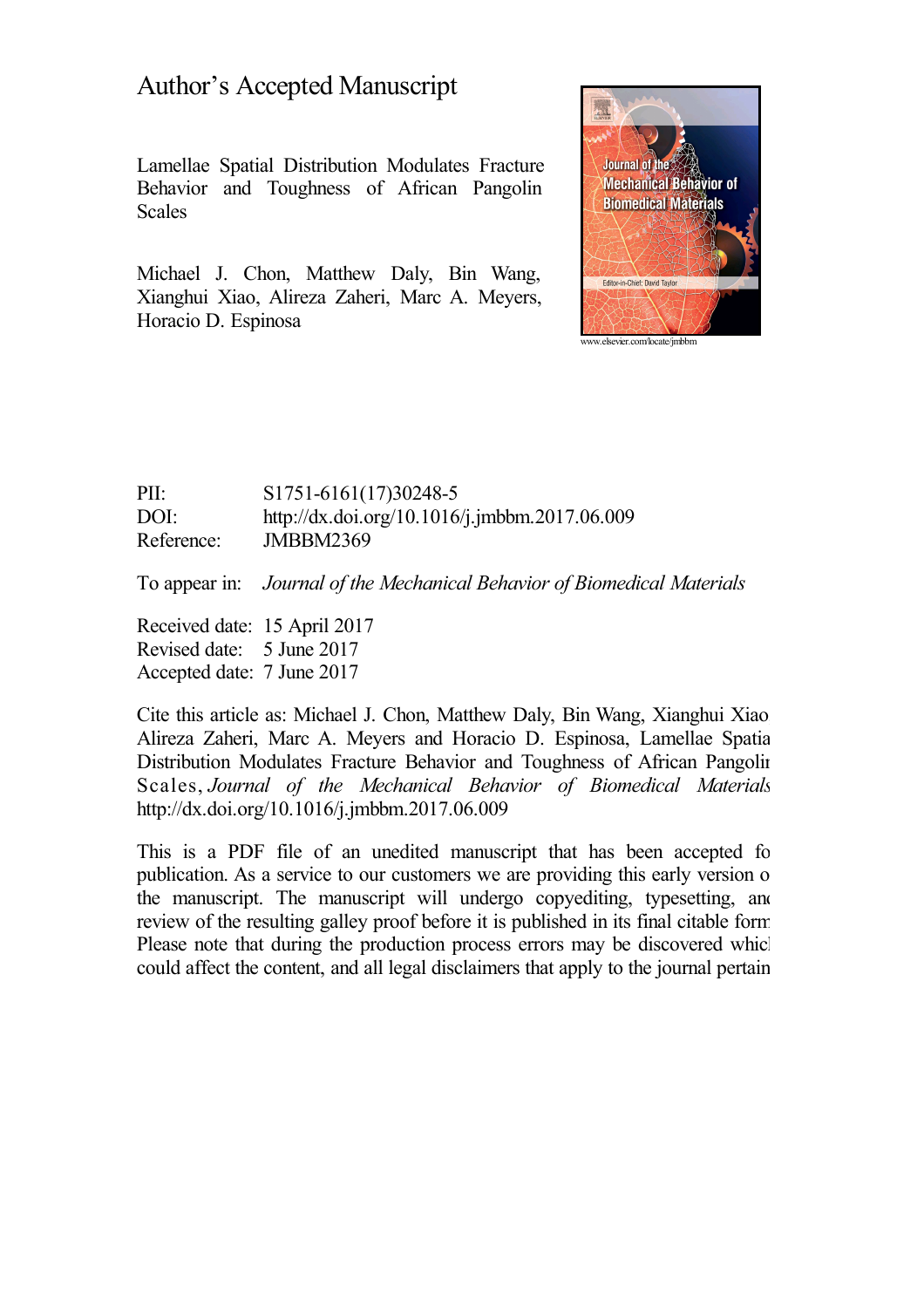# Author's Accepted Manuscript

Lamellae Spatial Distribution Modulates Fracture Behavior and Toughness of African Pangolin Scales

Michael J. Chon, Matthew Daly, Bin Wang, Xianghui Xiao, Alireza Zaheri, Marc A. Meyers, Horacio D. Espinosa

www.elsevier.com/locate/jmbbm

PII: S1751-6161(17)30248-5
DOI: http://dx.doi.org/10.1016/j.jmbbm.2017.06.009
Reference: JMBBM2369

To appear in: *Journal of the Mechanical Behavior of Biomedical Materials*

Received date: 15 April 2017
Revised date: 5 June 2017
Accepted date: 7 June 2017

Cite this article as: Michael J. Chon, Matthew Daly, Bin Wang, Xianghui Xiao, Alireza Zaheri, Marc A. Meyers and Horacio D. Espinosa, Lamellae Spatial Distribution Modulates Fracture Behavior and Toughness of African Pangolin Scales, *Journal of the Mechanical Behavior of Biomedical Materials* http://dx.doi.org/10.1016/j.jmbbm.2017.06.009

This is a PDF file of an unedited manuscript that has been accepted for publication. As a service to our customers we are providing this early version of the manuscript. The manuscript will undergo copyediting, typesetting, and review of the resulting galley proof before it is published in its final citable form. Please note that during the production process errors may be discovered which could affect the content, and all legal disclaimers that apply to the journal pertain.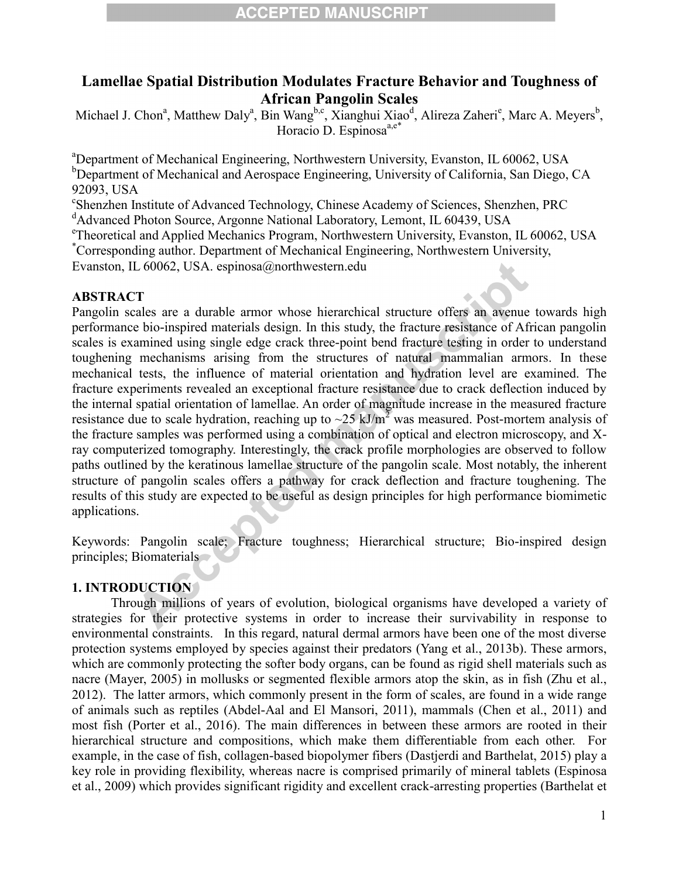# Lamellae Spatial Distribution Modulates Fracture Behavior and Toughness of African Pangolin Scales

Michael J. Chon[a], Matthew Daly[a], Bin Wang[b,c], Xianghui Xiao[d], Alireza Zaheri[e], Marc A. Meyers[b], Horacio D. Espinosa[a,e*]

[a]Department of Mechanical Engineering, Northwestern University, Evanston, IL 60062, USA
[b]Department of Mechanical and Aerospace Engineering, University of California, San Diego, CA 92093, USA
[c]Shenzhen Institute of Advanced Technology, Chinese Academy of Sciences, Shenzhen, PRC
[d]Advanced Photon Source, Argonne National Laboratory, Lemont, IL 60439, USA
[e]Theoretical and Applied Mechanics Program, Northwestern University, Evanston, IL 60062, USA
[*]Corresponding author. Department of Mechanical Engineering, Northwestern University, Evanston, IL 60062, USA. espinosa@northwestern.edu

## ABSTRACT

Pangolin scales are a durable armor whose hierarchical structure offers an avenue towards high performance bio-inspired materials design. In this study, the fracture resistance of African pangolin scales is examined using single edge crack three-point bend fracture testing in order to understand toughening mechanisms arising from the structures of natural mammalian armors. In these mechanical tests, the influence of material orientation and hydration level are examined. The fracture experiments revealed an exceptional fracture resistance due to crack deflection induced by the internal spatial orientation of lamellae. An order of magnitude increase in the measured fracture resistance due to scale hydration, reaching up to ~25 kJ/m$^2$ was measured. Post-mortem analysis of the fracture samples was performed using a combination of optical and electron microscopy, and X-ray computerized tomography. Interestingly, the crack profile morphologies are observed to follow paths outlined by the keratinous lamellae structure of the pangolin scale. Most notably, the inherent structure of pangolin scales offers a pathway for crack deflection and fracture toughening. The results of this study are expected to be useful as design principles for high performance biomimetic applications.

Keywords: Pangolin scale; Fracture toughness; Hierarchical structure; Bio-inspired design principles; Biomaterials

## 1. INTRODUCTION

Through millions of years of evolution, biological organisms have developed a variety of strategies for their protective systems in order to increase their survivability in response to environmental constraints. In this regard, natural dermal armors have been one of the most diverse protection systems employed by species against their predators (Yang et al., 2013b). These armors, which are commonly protecting the softer body organs, can be found as rigid shell materials such as nacre (Mayer, 2005) in mollusks or segmented flexible armors atop the skin, as in fish (Zhu et al., 2012). The latter armors, which commonly present in the form of scales, are found in a wide range of animals such as reptiles (Abdel-Aal and El Mansori, 2011), mammals (Chen et al., 2011) and most fish (Porter et al., 2016). The main differences in between these armors are rooted in their hierarchical structure and compositions, which make them differentiable from each other. For example, in the case of fish, collagen-based biopolymer fibers (Dastjerdi and Barthelat, 2015) play a key role in providing flexibility, whereas nacre is comprised primarily of mineral tablets (Espinosa et al., 2009) which provides significant rigidity and excellent crack-arresting properties (Barthelat et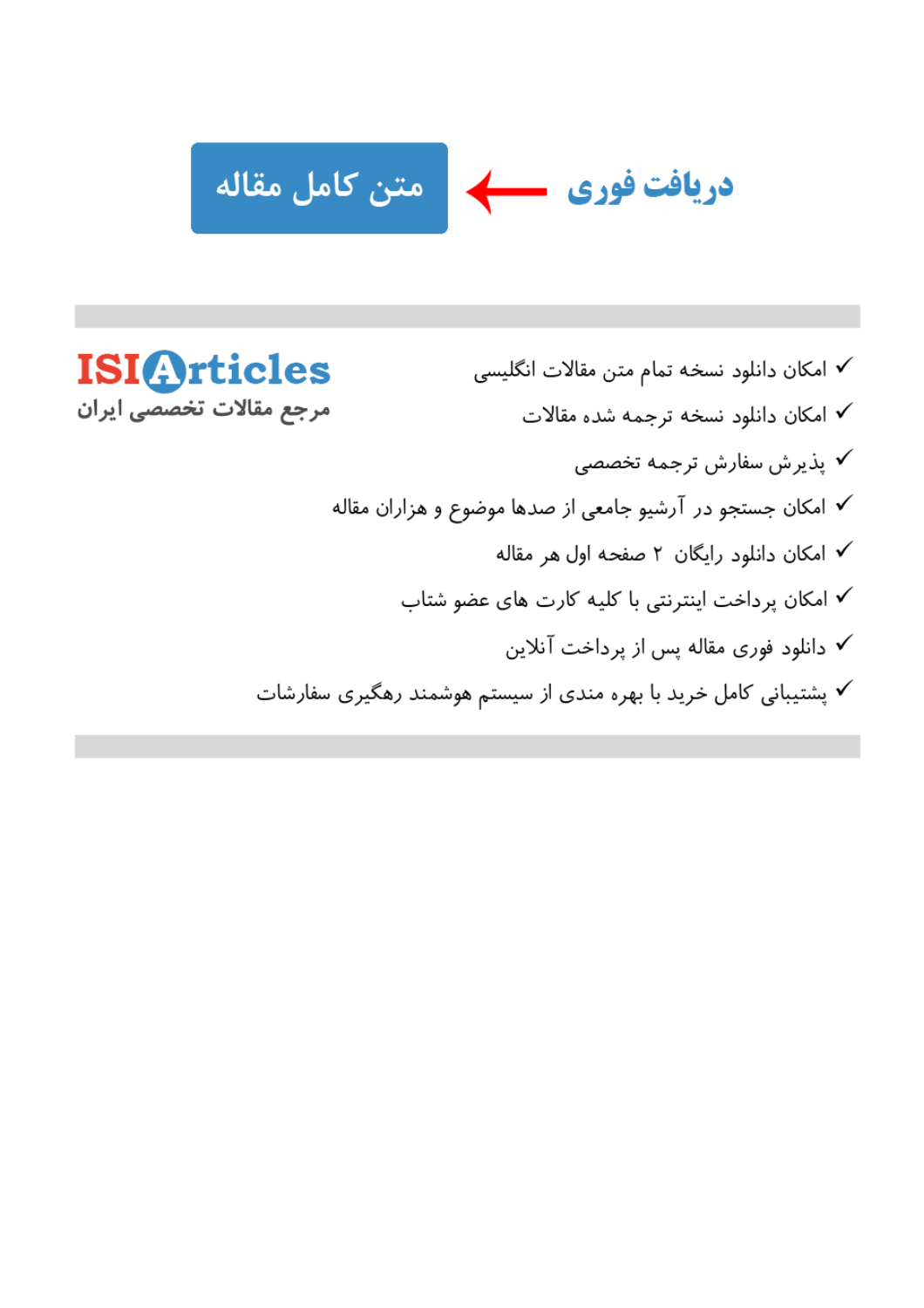دریافت فوری ← **متن کامل مقاله**

**ISIArticles**
مرجع مقالات تخصصی ایران

- ✓ امکان دانلود نسخه تمام متن مقالات انگلیسی
- ✓ امکان دانلود نسخه ترجمه شده مقالات
- ✓ پذیرش سفارش ترجمه تخصصی
- ✓ امکان جستجو در آرشیو جامعی از صدها موضوع و هزاران مقاله
- ✓ امکان دانلود رایگان ۲ صفحه اول هر مقاله
- ✓ امکان پرداخت اینترنتی با کلیه کارت های عضو شتاب
- ✓ دانلود فوری مقاله پس از پرداخت آنلاین
- ✓ پشتیبانی کامل خرید با بهره مندی از سیستم هوشمند رهگیری سفارشات